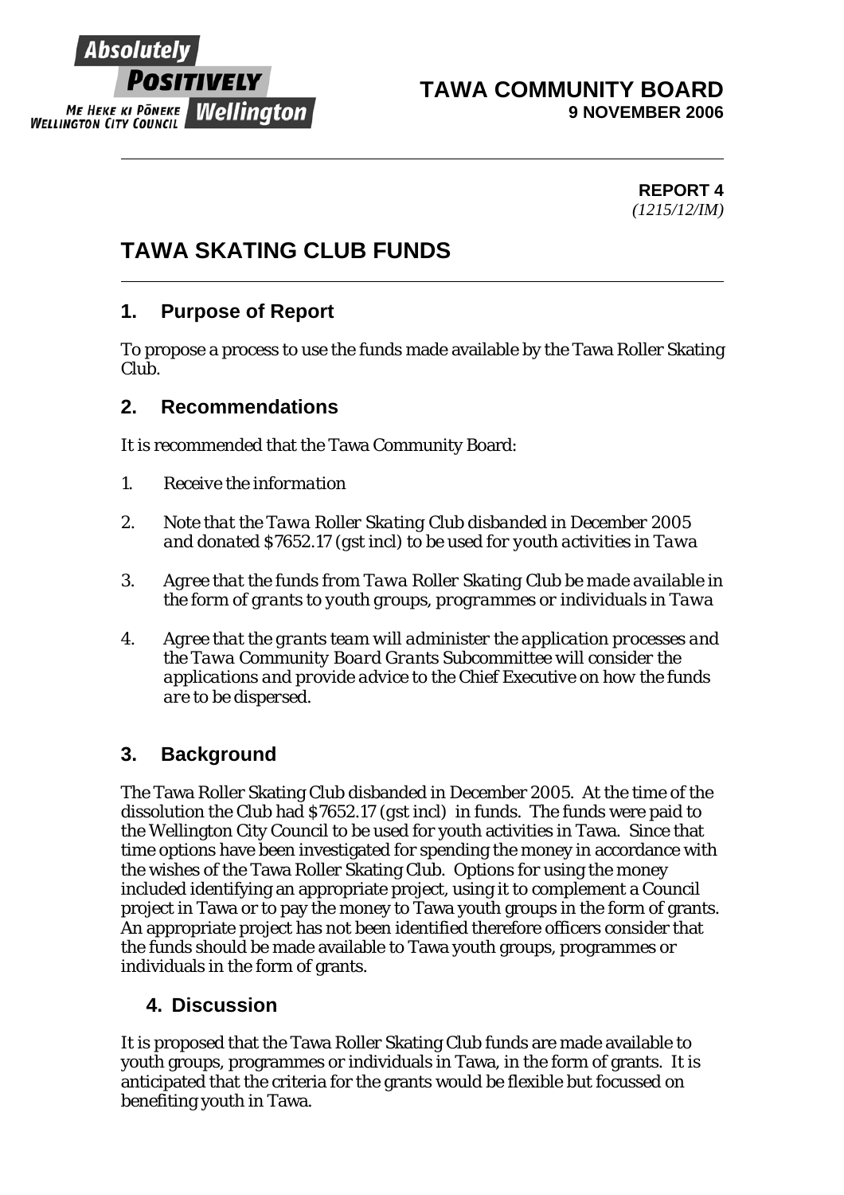Absolutely **POSITIVELY** Wellington
ME HEKE KI PŌNEKE
WELLINGTON CITY COUNCIL

**TAWA COMMUNITY BOARD**
**9 NOVEMBER 2006**

---

**REPORT 4**
*(1215/12/IM)*

# TAWA SKATING CLUB FUNDS

---

## 1. Purpose of Report

To propose a process to use the funds made available by the Tawa Roller Skating Club.

## 2. Recommendations

It is recommended that the Tawa Community Board:

1. *Receive the information*
2. *Note that the Tawa Roller Skating Club disbanded in December 2005 and donated $7652.17 (gst incl) to be used for youth activities in Tawa*
3. *Agree that the funds from Tawa Roller Skating Club be made available in the form of grants to youth groups, programmes or individuals in Tawa*
4. *Agree that the grants team will administer the application processes and the Tawa Community Board Grants Subcommittee will consider the applications and provide advice to the Chief Executive on how the funds are to be dispersed.*

## 3. Background

The Tawa Roller Skating Club disbanded in December 2005. At the time of the dissolution the Club had $7652.17 (gst incl) in funds. The funds were paid to the Wellington City Council to be used for youth activities in Tawa. Since that time options have been investigated for spending the money in accordance with the wishes of the Tawa Roller Skating Club. Options for using the money included identifying an appropriate project, using it to complement a Council project in Tawa or to pay the money to Tawa youth groups in the form of grants. An appropriate project has not been identified therefore officers consider that the funds should be made available to Tawa youth groups, programmes or individuals in the form of grants.

## 4. Discussion

It is proposed that the Tawa Roller Skating Club funds are made available to youth groups, programmes or individuals in Tawa, in the form of grants. It is anticipated that the criteria for the grants would be flexible but focussed on benefiting youth in Tawa.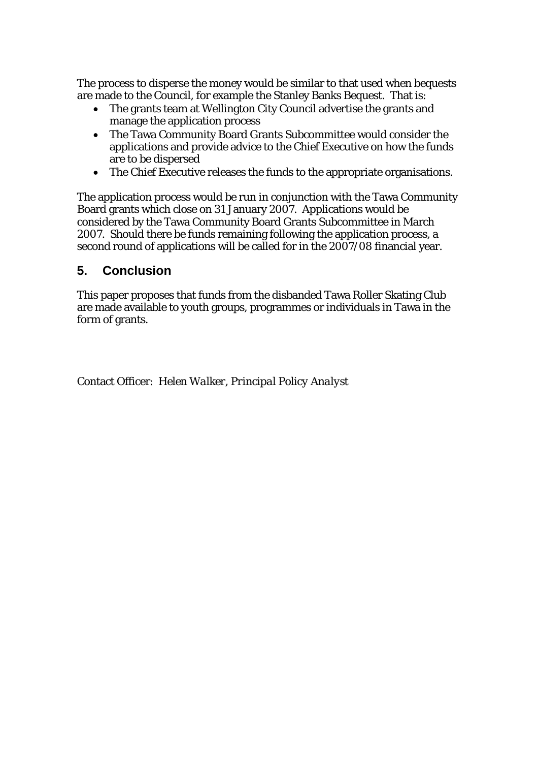The process to disperse the money would be similar to that used when bequests are made to the Council, for example the Stanley Banks Bequest. That is:

- The grants team at Wellington City Council advertise the grants and manage the application process
- The Tawa Community Board Grants Subcommittee would consider the applications and provide advice to the Chief Executive on how the funds are to be dispersed
- The Chief Executive releases the funds to the appropriate organisations.

The application process would be run in conjunction with the Tawa Community Board grants which close on 31 January 2007. Applications would be considered by the Tawa Community Board Grants Subcommittee in March 2007. Should there be funds remaining following the application process, a second round of applications will be called for in the 2007/08 financial year.

## 5. Conclusion

This paper proposes that funds from the disbanded Tawa Roller Skating Club are made available to youth groups, programmes or individuals in Tawa in the form of grants.

Contact Officer: *Helen Walker, Principal Policy Analyst*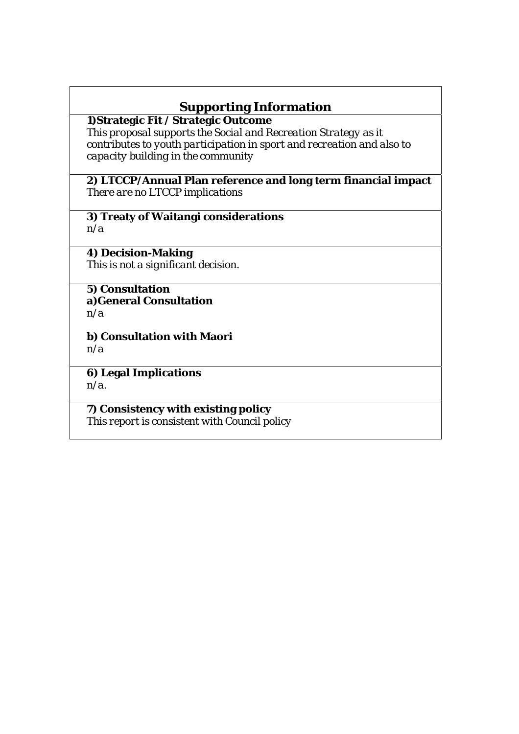## Supporting Information

**1)Strategic Fit / Strategic Outcome**

*This proposal supports the Social and Recreation Strategy as it contributes to youth participation in sport and recreation and also to capacity building in the community*

**2) LTCCP/Annual Plan reference and long term financial impact**

*There are no LTCCP implications*

**3) Treaty of Waitangi considerations**

*n/a*

**4) Decision-Making**

*This is not a significant decision.*

**5) Consultation**

**a)General Consultation**

*n/a*

**b) Consultation with Maori**

*n/a*

**6) Legal Implications**

*n/a.*

**7) Consistency with existing policy**

*This report is consistent with Council policy*